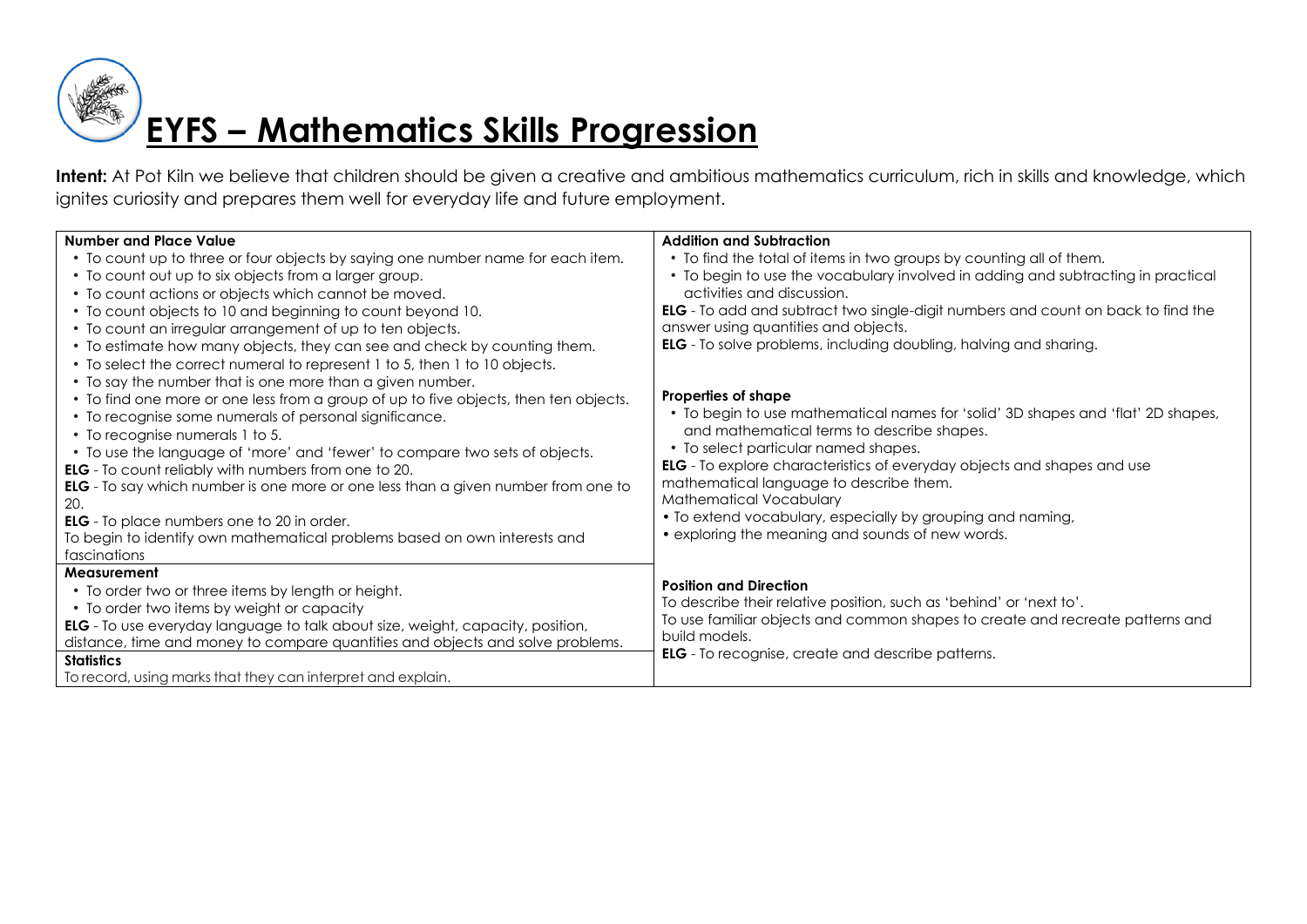# EYFS – Mathematics Skills Progression

**Intent:** At Pot Kiln we believe that children should be given a creative and ambitious mathematics curriculum, rich in skills and knowledge, which ignites curiosity and prepares them well for everyday life and future employment.

**Number and Place Value**

- To count up to three or four objects by saying one number name for each item.
- To count out up to six objects from a larger group.
- To count actions or objects which cannot be moved.
- To count objects to 10 and beginning to count beyond 10.
- To count an irregular arrangement of up to ten objects.
- To estimate how many objects, they can see and check by counting them.
- To select the correct numeral to represent 1 to 5, then 1 to 10 objects.
- To say the number that is one more than a given number.
- To find one more or one less from a group of up to five objects, then ten objects.
- To recognise some numerals of personal significance.
- To recognise numerals 1 to 5.
- To use the language of 'more' and 'fewer' to compare two sets of objects.

**ELG** - To count reliably with numbers from one to 20.
**ELG** - To say which number is one more or one less than a given number from one to 20.
**ELG** - To place numbers one to 20 in order.
To begin to identify own mathematical problems based on own interests and fascinations

**Measurement**

- To order two or three items by length or height.
- To order two items by weight or capacity

**ELG** - To use everyday language to talk about size, weight, capacity, position, distance, time and money to compare quantities and objects and solve problems.

**Statistics**

To record, using marks that they can interpret and explain.

**Addition and Subtraction**

- To find the total of items in two groups by counting all of them.
- To begin to use the vocabulary involved in adding and subtracting in practical activities and discussion.

**ELG** - To add and subtract two single-digit numbers and count on back to find the answer using quantities and objects.
**ELG** - To solve problems, including doubling, halving and sharing.

**Properties of shape**

- To begin to use mathematical names for 'solid' 3D shapes and 'flat' 2D shapes, and mathematical terms to describe shapes.
- To select particular named shapes.

**ELG** - To explore characteristics of everyday objects and shapes and use mathematical language to describe them.
Mathematical Vocabulary

- To extend vocabulary, especially by grouping and naming,
- exploring the meaning and sounds of new words.

**Position and Direction**

To describe their relative position, such as 'behind' or 'next to'.
To use familiar objects and common shapes to create and recreate patterns and build models.
**ELG** - To recognise, create and describe patterns.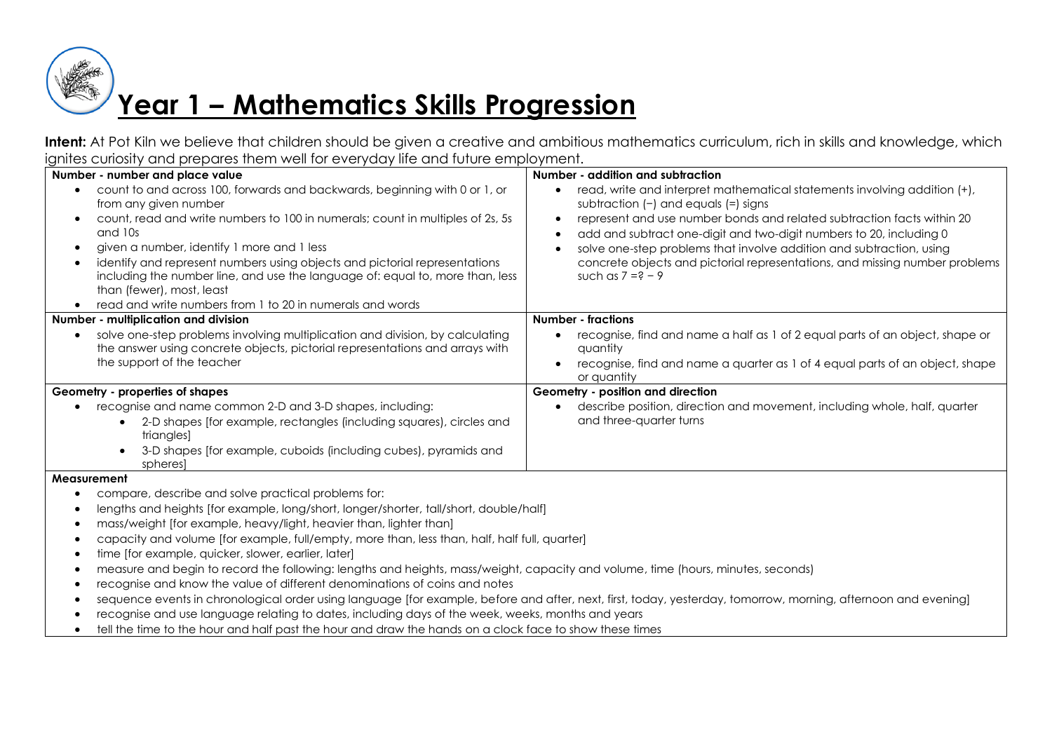# Year 1 – Mathematics Skills Progression

**Intent:** At Pot Kiln we believe that children should be given a creative and ambitious mathematics curriculum, rich in skills and knowledge, which ignites curiosity and prepares them well for everyday life and future employment.

| Number - number and place value | Number - addition and subtraction |
|---|---|
| • count to and across 100, forwards and backwards, beginning with 0 or 1, or from any given number<br>• count, read and write numbers to 100 in numerals; count in multiples of 2s, 5s and 10s<br>• given a number, identify 1 more and 1 less<br>• identify and represent numbers using objects and pictorial representations including the number line, and use the language of: equal to, more than, less than (fewer), most, least<br>• read and write numbers from 1 to 20 in numerals and words | • read, write and interpret mathematical statements involving addition (+), subtraction (−) and equals (=) signs<br>• represent and use number bonds and related subtraction facts within 20<br>• add and subtract one-digit and two-digit numbers to 20, including 0<br>• solve one-step problems that involve addition and subtraction, using concrete objects and pictorial representations, and missing number problems such as $7 = ? - 9$ |
| **Number - multiplication and division** | **Number - fractions** |
| • solve one-step problems involving multiplication and division, by calculating the answer using concrete objects, pictorial representations and arrays with the support of the teacher | • recognise, find and name a half as 1 of 2 equal parts of an object, shape or quantity<br>• recognise, find and name a quarter as 1 of 4 equal parts of an object, shape or quantity |
| **Geometry - properties of shapes** | **Geometry - position and direction** |
| • recognise and name common 2-D and 3-D shapes, including:<br>  ◦ 2-D shapes [for example, rectangles (including squares), circles and triangles]<br>  ◦ 3-D shapes [for example, cuboids (including cubes), pyramids and spheres] | • describe position, direction and movement, including whole, half, quarter and three-quarter turns |

**Measurement**

- compare, describe and solve practical problems for:
- lengths and heights [for example, long/short, longer/shorter, tall/short, double/half]
- mass/weight [for example, heavy/light, heavier than, lighter than]
- capacity and volume [for example, full/empty, more than, less than, half, half full, quarter]
- time [for example, quicker, slower, earlier, later]
- measure and begin to record the following: lengths and heights, mass/weight, capacity and volume, time (hours, minutes, seconds)
- recognise and know the value of different denominations of coins and notes
- sequence events in chronological order using language [for example, before and after, next, first, today, yesterday, tomorrow, morning, afternoon and evening]
- recognise and use language relating to dates, including days of the week, weeks, months and years
- tell the time to the hour and half past the hour and draw the hands on a clock face to show these times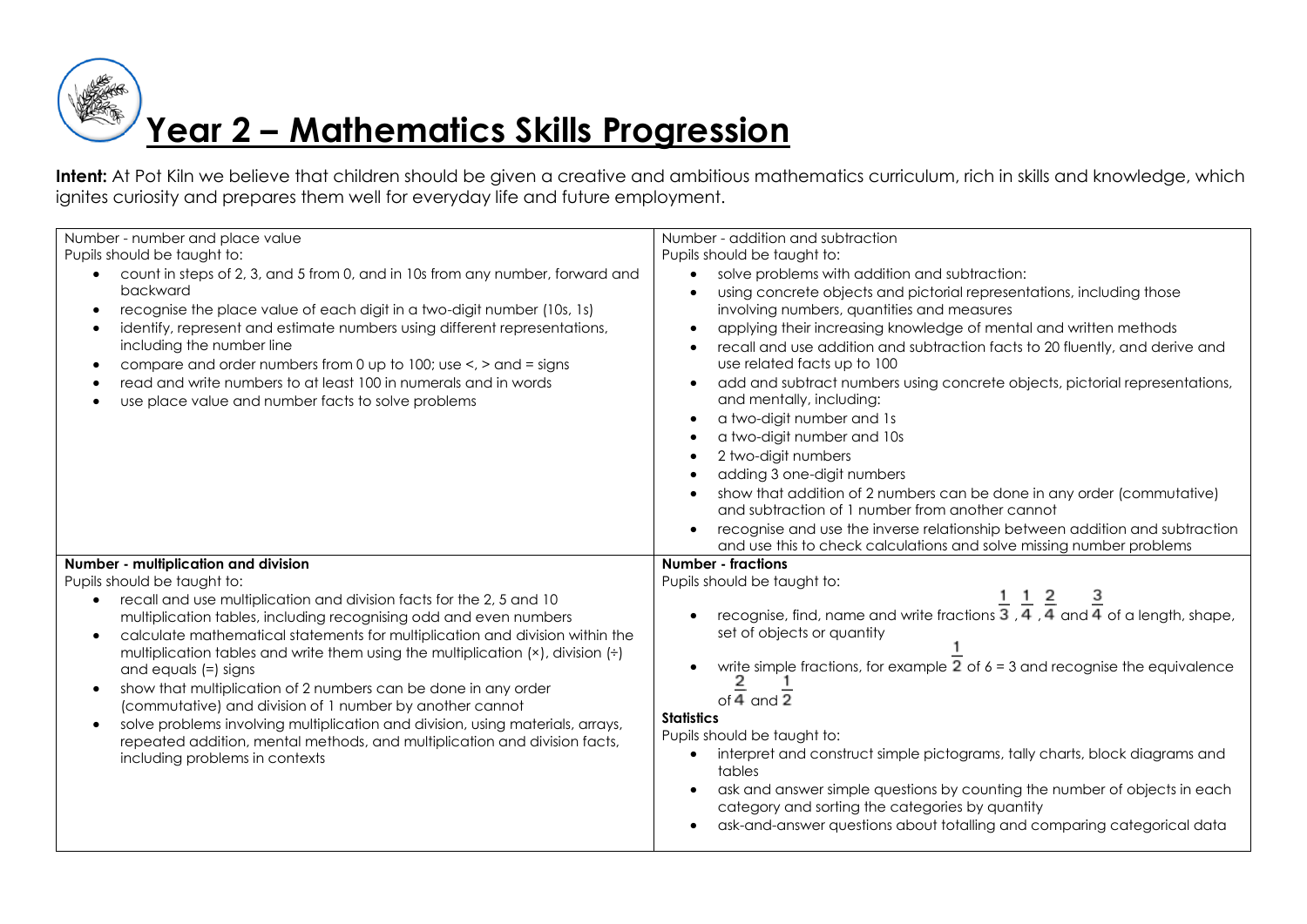# Year 2 – Mathematics Skills Progression

**Intent:** At Pot Kiln we believe that children should be given a creative and ambitious mathematics curriculum, rich in skills and knowledge, which ignites curiosity and prepares them well for everyday life and future employment.

Number - number and place value

Pupils should be taught to:

- count in steps of 2, 3, and 5 from 0, and in 10s from any number, forward and backward
- recognise the place value of each digit in a two-digit number (10s, 1s)
- identify, represent and estimate numbers using different representations, including the number line
- compare and order numbers from 0 up to 100; use <, > and = signs
- read and write numbers to at least 100 in numerals and in words
- use place value and number facts to solve problems

Number - addition and subtraction

Pupils should be taught to:

- solve problems with addition and subtraction:
- using concrete objects and pictorial representations, including those involving numbers, quantities and measures
- applying their increasing knowledge of mental and written methods
- recall and use addition and subtraction facts to 20 fluently, and derive and use related facts up to 100
- add and subtract numbers using concrete objects, pictorial representations, and mentally, including:
- a two-digit number and 1s
- a two-digit number and 10s
- 2 two-digit numbers
- adding 3 one-digit numbers
- show that addition of 2 numbers can be done in any order (commutative) and subtraction of 1 number from another cannot
- recognise and use the inverse relationship between addition and subtraction and use this to check calculations and solve missing number problems

**Number - multiplication and division**

Pupils should be taught to:

- recall and use multiplication and division facts for the 2, 5 and 10 multiplication tables, including recognising odd and even numbers
- calculate mathematical statements for multiplication and division within the multiplication tables and write them using the multiplication (×), division (÷) and equals (=) signs
- show that multiplication of 2 numbers can be done in any order (commutative) and division of 1 number by another cannot
- solve problems involving multiplication and division, using materials, arrays, repeated addition, mental methods, and multiplication and division facts, including problems in contexts

**Number - fractions**

Pupils should be taught to:

- recognise, find, name and write fractions $\frac{1}{3}$, $\frac{1}{4}$, $\frac{2}{4}$ and $\frac{3}{4}$ of a length, shape, set of objects or quantity
- write simple fractions, for example $\frac{1}{2}$ of 6 = 3 and recognise the equivalence of $\frac{2}{4}$ and $\frac{1}{2}$

**Statistics**

Pupils should be taught to:

- interpret and construct simple pictograms, tally charts, block diagrams and tables
- ask and answer simple questions by counting the number of objects in each category and sorting the categories by quantity
- ask-and-answer questions about totalling and comparing categorical data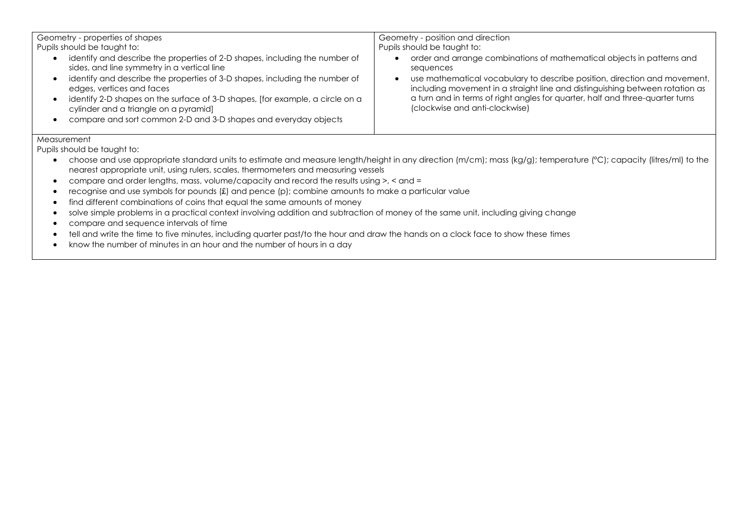| Geometry - properties of shapes<br>Pupils should be taught to:<br>• identify and describe the properties of 2-D shapes, including the number of sides, and line symmetry in a vertical line<br>• identify and describe the properties of 3-D shapes, including the number of edges, vertices and faces<br>• identify 2-D shapes on the surface of 3-D shapes, [for example, a circle on a cylinder and a triangle on a pyramid]<br>• compare and sort common 2-D and 3-D shapes and everyday objects | Geometry - position and direction<br>Pupils should be taught to:<br>• order and arrange combinations of mathematical objects in patterns and sequences<br>• use mathematical vocabulary to describe position, direction and movement, including movement in a straight line and distinguishing between rotation as a turn and in terms of right angles for quarter, half and three-quarter turns (clockwise and anti-clockwise) |
|---|---|
| Measurement<br>Pupils should be taught to:<br>• choose and use appropriate standard units to estimate and measure length/height in any direction (m/cm); mass (kg/g); temperature (°C); capacity (litres/ml) to the nearest appropriate unit, using rulers, scales, thermometers and measuring vessels<br>• compare and order lengths, mass, volume/capacity and record the results using >, < and =<br>• recognise and use symbols for pounds (£) and pence (p); combine amounts to make a particular value<br>• find different combinations of coins that equal the same amounts of money<br>• solve simple problems in a practical context involving addition and subtraction of money of the same unit, including giving change<br>• compare and sequence intervals of time<br>• tell and write the time to five minutes, including quarter past/to the hour and draw the hands on a clock face to show these times<br>• know the number of minutes in an hour and the number of hours in a day | |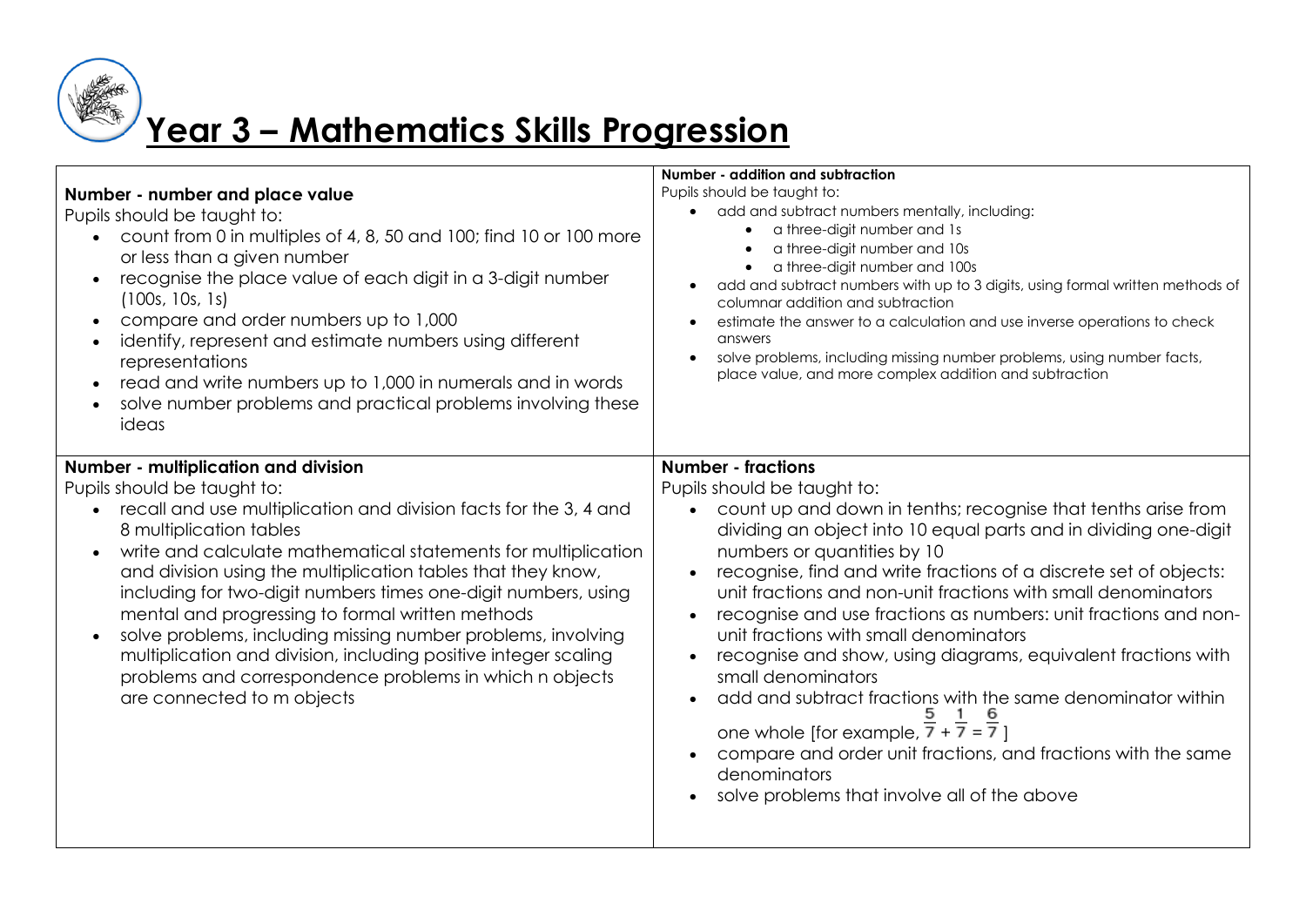# Year 3 – Mathematics Skills Progression

**Number - number and place value**

Pupils should be taught to:

- count from 0 in multiples of 4, 8, 50 and 100; find 10 or 100 more or less than a given number
- recognise the place value of each digit in a 3-digit number (100s, 10s, 1s)
- compare and order numbers up to 1,000
- identify, represent and estimate numbers using different representations
- read and write numbers up to 1,000 in numerals and in words
- solve number problems and practical problems involving these ideas

**Number - addition and subtraction**

Pupils should be taught to:

- add and subtract numbers mentally, including:
  - a three-digit number and 1s
  - a three-digit number and 10s
  - a three-digit number and 100s
- add and subtract numbers with up to 3 digits, using formal written methods of columnar addition and subtraction
- estimate the answer to a calculation and use inverse operations to check answers
- solve problems, including missing number problems, using number facts, place value, and more complex addition and subtraction

**Number - multiplication and division**

Pupils should be taught to:

- recall and use multiplication and division facts for the 3, 4 and 8 multiplication tables
- write and calculate mathematical statements for multiplication and division using the multiplication tables that they know, including for two-digit numbers times one-digit numbers, using mental and progressing to formal written methods
- solve problems, including missing number problems, involving multiplication and division, including positive integer scaling problems and correspondence problems in which n objects are connected to m objects

**Number - fractions**

Pupils should be taught to:

- count up and down in tenths; recognise that tenths arise from dividing an object into 10 equal parts and in dividing one-digit numbers or quantities by 10
- recognise, find and write fractions of a discrete set of objects: unit fractions and non-unit fractions with small denominators
- recognise and use fractions as numbers: unit fractions and non-unit fractions with small denominators
- recognise and show, using diagrams, equivalent fractions with small denominators
- add and subtract fractions with the same denominator within one whole [for example, $\frac{5}{7} + \frac{1}{7} = \frac{6}{7}$]
- compare and order unit fractions, and fractions with the same denominators
- solve problems that involve all of the above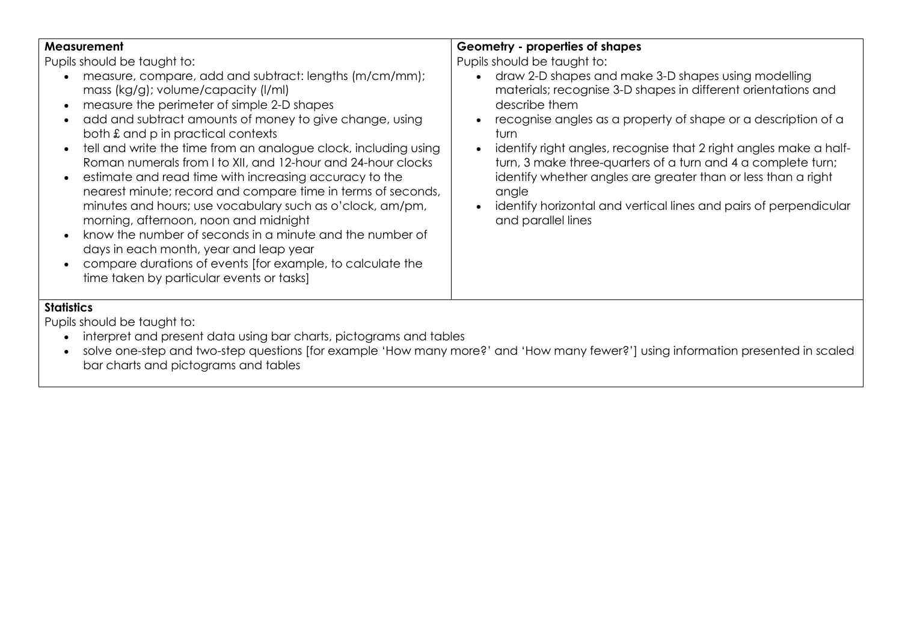**Measurement**

Pupils should be taught to:

- measure, compare, add and subtract: lengths (m/cm/mm); mass (kg/g); volume/capacity (l/ml)
- measure the perimeter of simple 2-D shapes
- add and subtract amounts of money to give change, using both £ and p in practical contexts
- tell and write the time from an analogue clock, including using Roman numerals from I to XII, and 12-hour and 24-hour clocks
- estimate and read time with increasing accuracy to the nearest minute; record and compare time in terms of seconds, minutes and hours; use vocabulary such as o'clock, am/pm, morning, afternoon, noon and midnight
- know the number of seconds in a minute and the number of days in each month, year and leap year
- compare durations of events [for example, to calculate the time taken by particular events or tasks]

**Geometry - properties of shapes**

Pupils should be taught to:

- draw 2-D shapes and make 3-D shapes using modelling materials; recognise 3-D shapes in different orientations and describe them
- recognise angles as a property of shape or a description of a turn
- identify right angles, recognise that 2 right angles make a half-turn, 3 make three-quarters of a turn and 4 a complete turn; identify whether angles are greater than or less than a right angle
- identify horizontal and vertical lines and pairs of perpendicular and parallel lines

**Statistics**

Pupils should be taught to:

- interpret and present data using bar charts, pictograms and tables
- solve one-step and two-step questions [for example 'How many more?' and 'How many fewer?'] using information presented in scaled bar charts and pictograms and tables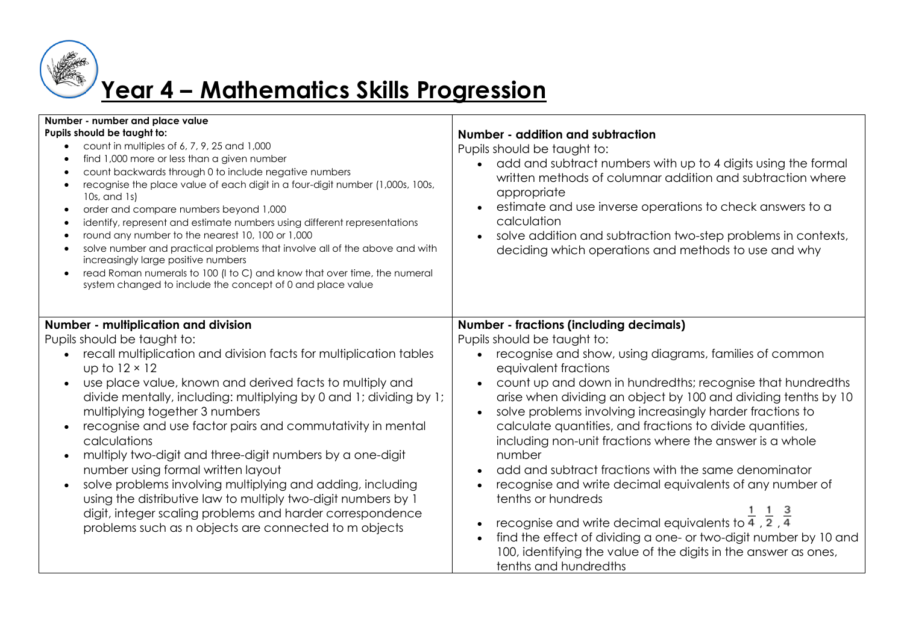# Year 4 – Mathematics Skills Progression

**Number - number and place value**

**Pupils should be taught to:**

- count in multiples of 6, 7, 9, 25 and 1,000
- find 1,000 more or less than a given number
- count backwards through 0 to include negative numbers
- recognise the place value of each digit in a four-digit number (1,000s, 100s, 10s, and 1s)
- order and compare numbers beyond 1,000
- identify, represent and estimate numbers using different representations
- round any number to the nearest 10, 100 or 1,000
- solve number and practical problems that involve all of the above and with increasingly large positive numbers
- read Roman numerals to 100 (I to C) and know that over time, the numeral system changed to include the concept of 0 and place value

**Number - addition and subtraction**

Pupils should be taught to:

- add and subtract numbers with up to 4 digits using the formal written methods of columnar addition and subtraction where appropriate
- estimate and use inverse operations to check answers to a calculation
- solve addition and subtraction two-step problems in contexts, deciding which operations and methods to use and why

**Number - multiplication and division**

Pupils should be taught to:

- recall multiplication and division facts for multiplication tables up to $12 \times 12$
- use place value, known and derived facts to multiply and divide mentally, including: multiplying by 0 and 1; dividing by 1; multiplying together 3 numbers
- recognise and use factor pairs and commutativity in mental calculations
- multiply two-digit and three-digit numbers by a one-digit number using formal written layout
- solve problems involving multiplying and adding, including using the distributive law to multiply two-digit numbers by 1 digit, integer scaling problems and harder correspondence problems such as n objects are connected to m objects

**Number - fractions (including decimals)**

Pupils should be taught to:

- recognise and show, using diagrams, families of common equivalent fractions
- count up and down in hundredths; recognise that hundredths arise when dividing an object by 100 and dividing tenths by 10
- solve problems involving increasingly harder fractions to calculate quantities, and fractions to divide quantities, including non-unit fractions where the answer is a whole number
- add and subtract fractions with the same denominator
- recognise and write decimal equivalents of any number of tenths or hundreds
- recognise and write decimal equivalents to $\frac{1}{4}$, $\frac{1}{2}$, $\frac{3}{4}$
- find the effect of dividing a one- or two-digit number by 10 and 100, identifying the value of the digits in the answer as ones, tenths and hundredths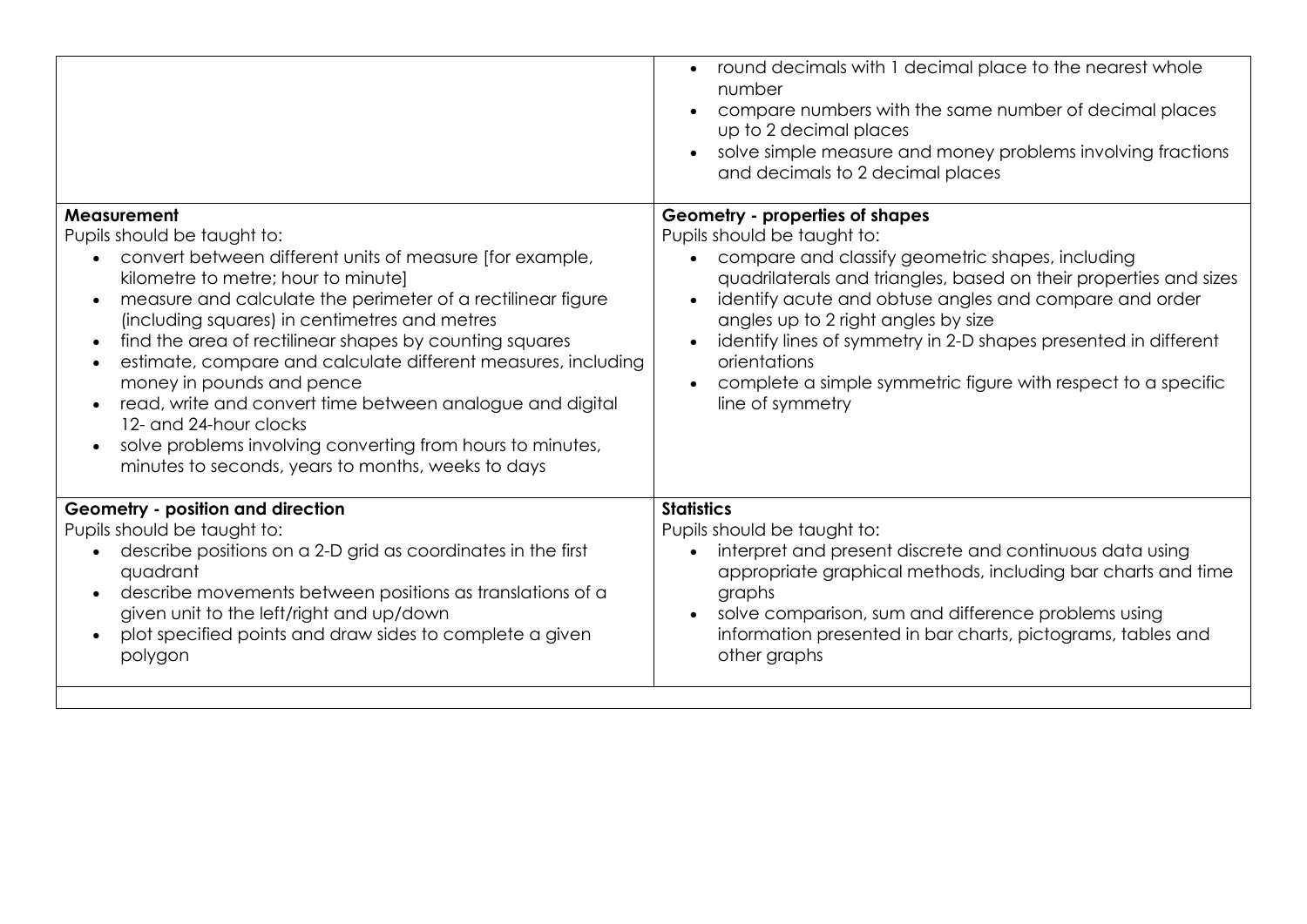|  |  |
|---|---|
|  | • round decimals with 1 decimal place to the nearest whole number<br>• compare numbers with the same number of decimal places up to 2 decimal places<br>• solve simple measure and money problems involving fractions and decimals to 2 decimal places |
| **Measurement**<br>Pupils should be taught to:<br>• convert between different units of measure [for example, kilometre to metre; hour to minute]<br>• measure and calculate the perimeter of a rectilinear figure (including squares) in centimetres and metres<br>• find the area of rectilinear shapes by counting squares<br>• estimate, compare and calculate different measures, including money in pounds and pence<br>• read, write and convert time between analogue and digital 12- and 24-hour clocks<br>• solve problems involving converting from hours to minutes, minutes to seconds, years to months, weeks to days | **Geometry - properties of shapes**<br>Pupils should be taught to:<br>• compare and classify geometric shapes, including quadrilaterals and triangles, based on their properties and sizes<br>• identify acute and obtuse angles and compare and order angles up to 2 right angles by size<br>• identify lines of symmetry in 2-D shapes presented in different orientations<br>• complete a simple symmetric figure with respect to a specific line of symmetry |
| **Geometry - position and direction**<br>Pupils should be taught to:<br>• describe positions on a 2-D grid as coordinates in the first quadrant<br>• describe movements between positions as translations of a given unit to the left/right and up/down<br>• plot specified points and draw sides to complete a given polygon | **Statistics**<br>Pupils should be taught to:<br>• interpret and present discrete and continuous data using appropriate graphical methods, including bar charts and time graphs<br>• solve comparison, sum and difference problems using information presented in bar charts, pictograms, tables and other graphs |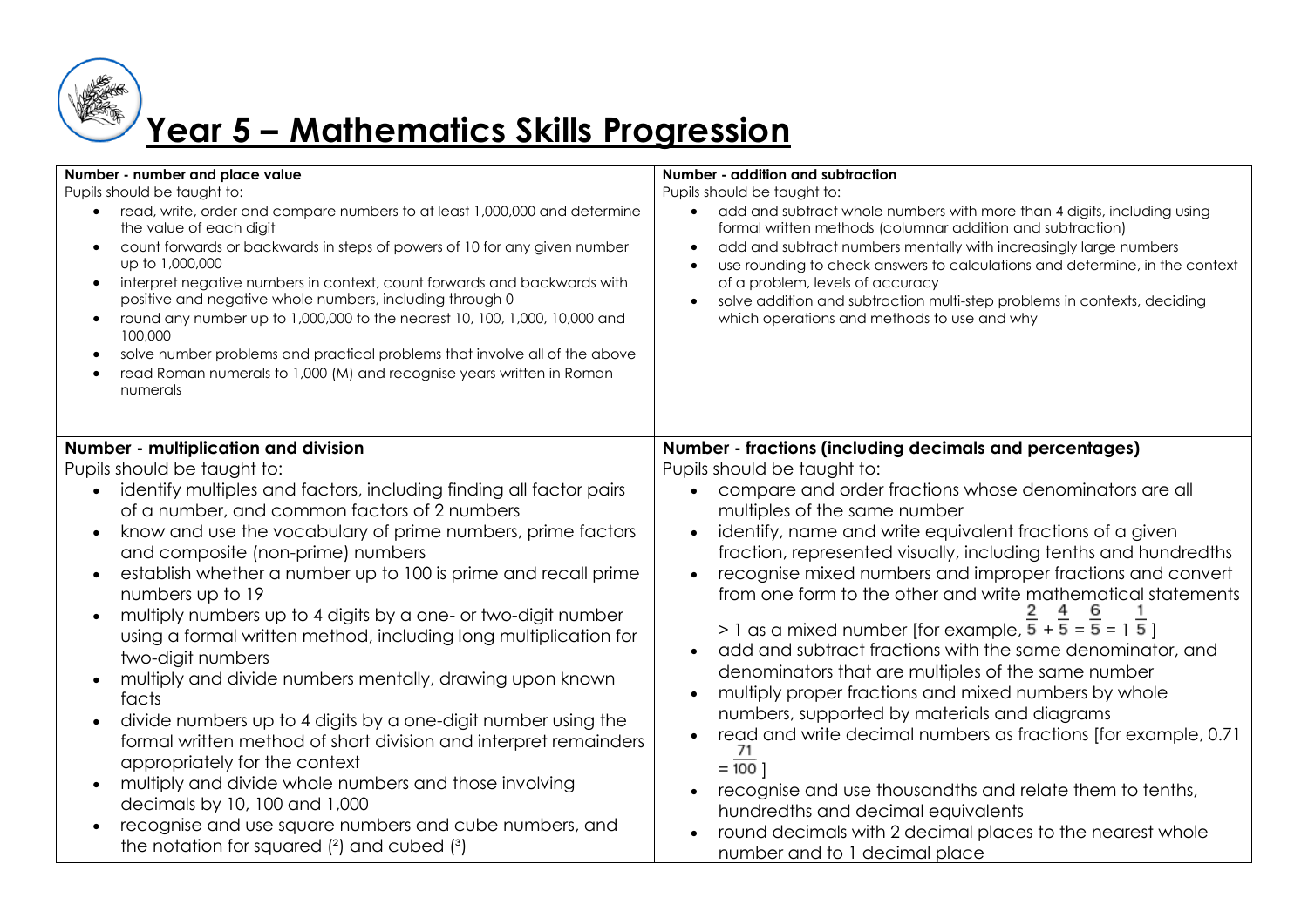# Year 5 – Mathematics Skills Progression

**Number - number and place value**

Pupils should be taught to:

- read, write, order and compare numbers to at least 1,000,000 and determine the value of each digit
- count forwards or backwards in steps of powers of 10 for any given number up to 1,000,000
- interpret negative numbers in context, count forwards and backwards with positive and negative whole numbers, including through 0
- round any number up to 1,000,000 to the nearest 10, 100, 1,000, 10,000 and 100,000
- solve number problems and practical problems that involve all of the above
- read Roman numerals to 1,000 (M) and recognise years written in Roman numerals

**Number - addition and subtraction**

Pupils should be taught to:

- add and subtract whole numbers with more than 4 digits, including using formal written methods (columnar addition and subtraction)
- add and subtract numbers mentally with increasingly large numbers
- use rounding to check answers to calculations and determine, in the context of a problem, levels of accuracy
- solve addition and subtraction multi-step problems in contexts, deciding which operations and methods to use and why

**Number - multiplication and division**

Pupils should be taught to:

- identify multiples and factors, including finding all factor pairs of a number, and common factors of 2 numbers
- know and use the vocabulary of prime numbers, prime factors and composite (non-prime) numbers
- establish whether a number up to 100 is prime and recall prime numbers up to 19
- multiply numbers up to 4 digits by a one- or two-digit number using a formal written method, including long multiplication for two-digit numbers
- multiply and divide numbers mentally, drawing upon known facts
- divide numbers up to 4 digits by a one-digit number using the formal written method of short division and interpret remainders appropriately for the context
- multiply and divide whole numbers and those involving decimals by 10, 100 and 1,000
- recognise and use square numbers and cube numbers, and the notation for squared ($^2$) and cubed ($^3$)

**Number - fractions (including decimals and percentages)**

Pupils should be taught to:

- compare and order fractions whose denominators are all multiples of the same number
- identify, name and write equivalent fractions of a given fraction, represented visually, including tenths and hundredths
- recognise mixed numbers and improper fractions and convert from one form to the other and write mathematical statements > 1 as a mixed number [for example, $\frac{2}{5} + \frac{4}{5} = \frac{6}{5} = 1\frac{1}{5}$]
- add and subtract fractions with the same denominator, and denominators that are multiples of the same number
- multiply proper fractions and mixed numbers by whole numbers, supported by materials and diagrams
- read and write decimal numbers as fractions [for example, $0.71 = \frac{71}{100}$]
- recognise and use thousandths and relate them to tenths, hundredths and decimal equivalents
- round decimals with 2 decimal places to the nearest whole number and to 1 decimal place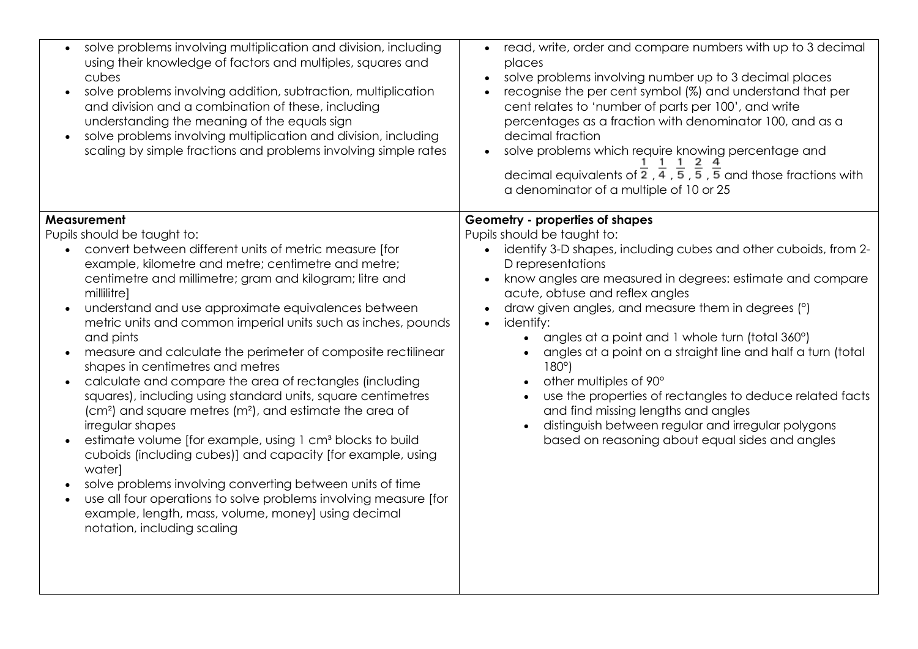- solve problems involving multiplication and division, including using their knowledge of factors and multiples, squares and cubes
- solve problems involving addition, subtraction, multiplication and division and a combination of these, including understanding the meaning of the equals sign
- solve problems involving multiplication and division, including scaling by simple fractions and problems involving simple rates

- read, write, order and compare numbers with up to 3 decimal places
- solve problems involving number up to 3 decimal places
- recognise the per cent symbol (%) and understand that per cent relates to 'number of parts per 100', and write percentages as a fraction with denominator 100, and as a decimal fraction
- solve problems which require knowing percentage and decimal equivalents of $\frac{1}{2}$, $\frac{1}{4}$, $\frac{1}{5}$, $\frac{2}{5}$, $\frac{4}{5}$ and those fractions with a denominator of a multiple of 10 or 25

**Measurement**

Pupils should be taught to:

- convert between different units of metric measure [for example, kilometre and metre; centimetre and metre; centimetre and millimetre; gram and kilogram; litre and millilitre]
- understand and use approximate equivalences between metric units and common imperial units such as inches, pounds and pints
- measure and calculate the perimeter of composite rectilinear shapes in centimetres and metres
- calculate and compare the area of rectangles (including squares), including using standard units, square centimetres ($cm^2$) and square metres ($m^2$), and estimate the area of irregular shapes
- estimate volume [for example, using 1 $cm^3$ blocks to build cuboids (including cubes)] and capacity [for example, using water]
- solve problems involving converting between units of time
- use all four operations to solve problems involving measure [for example, length, mass, volume, money] using decimal notation, including scaling

**Geometry - properties of shapes**

Pupils should be taught to:

- identify 3-D shapes, including cubes and other cuboids, from 2-D representations
- know angles are measured in degrees: estimate and compare acute, obtuse and reflex angles
- draw given angles, and measure them in degrees (°)
- identify:
  - angles at a point and 1 whole turn (total 360°)
  - angles at a point on a straight line and half a turn (total 180°)
  - other multiples of 90°
  - use the properties of rectangles to deduce related facts and find missing lengths and angles
  - distinguish between regular and irregular polygons based on reasoning about equal sides and angles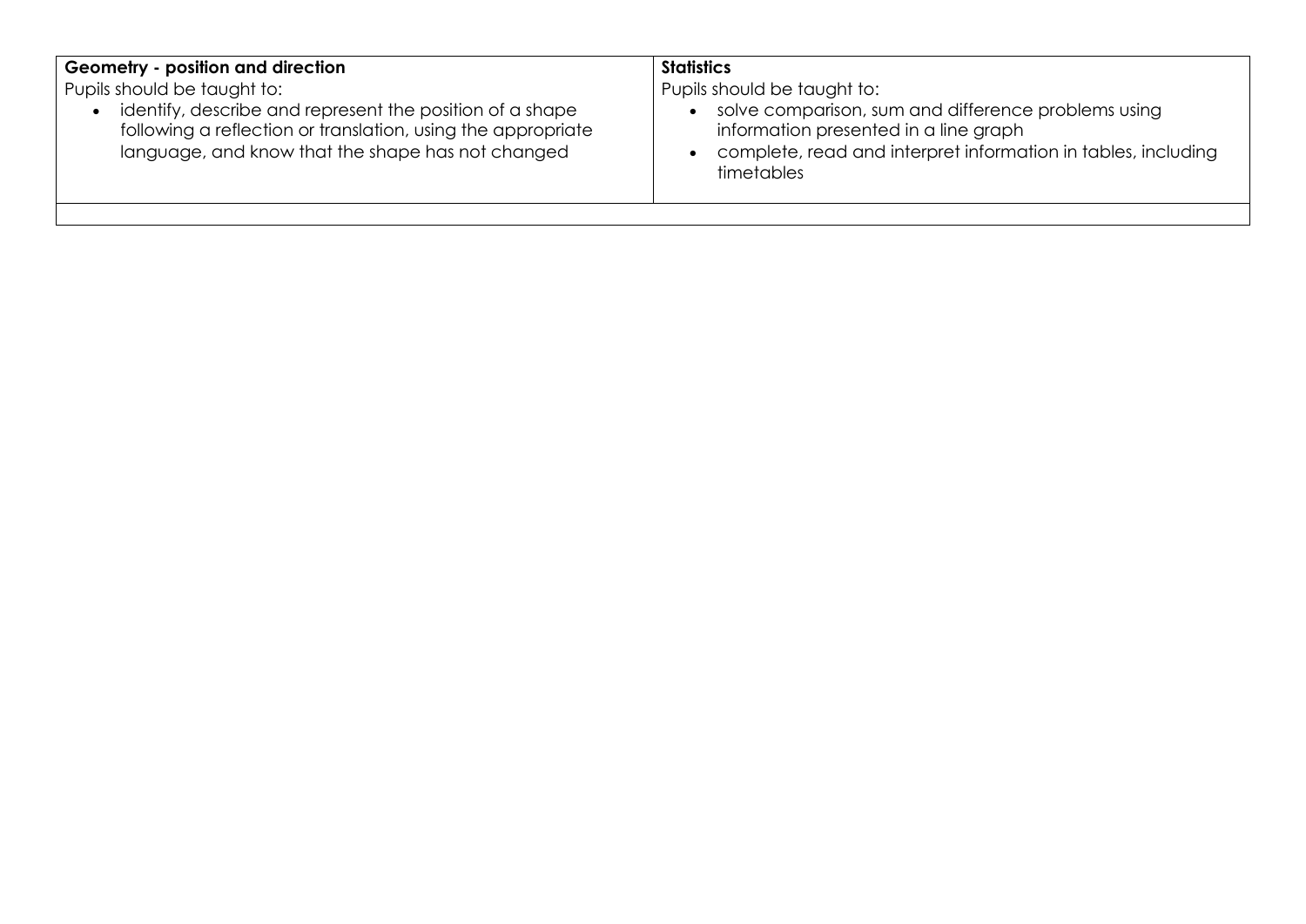| **Geometry - position and direction**<br>Pupils should be taught to:<br>• identify, describe and represent the position of a shape following a reflection or translation, using the appropriate language, and know that the shape has not changed | **Statistics**<br>Pupils should be taught to:<br>• solve comparison, sum and difference problems using information presented in a line graph<br>• complete, read and interpret information in tables, including timetables |
| --- | --- |
| | |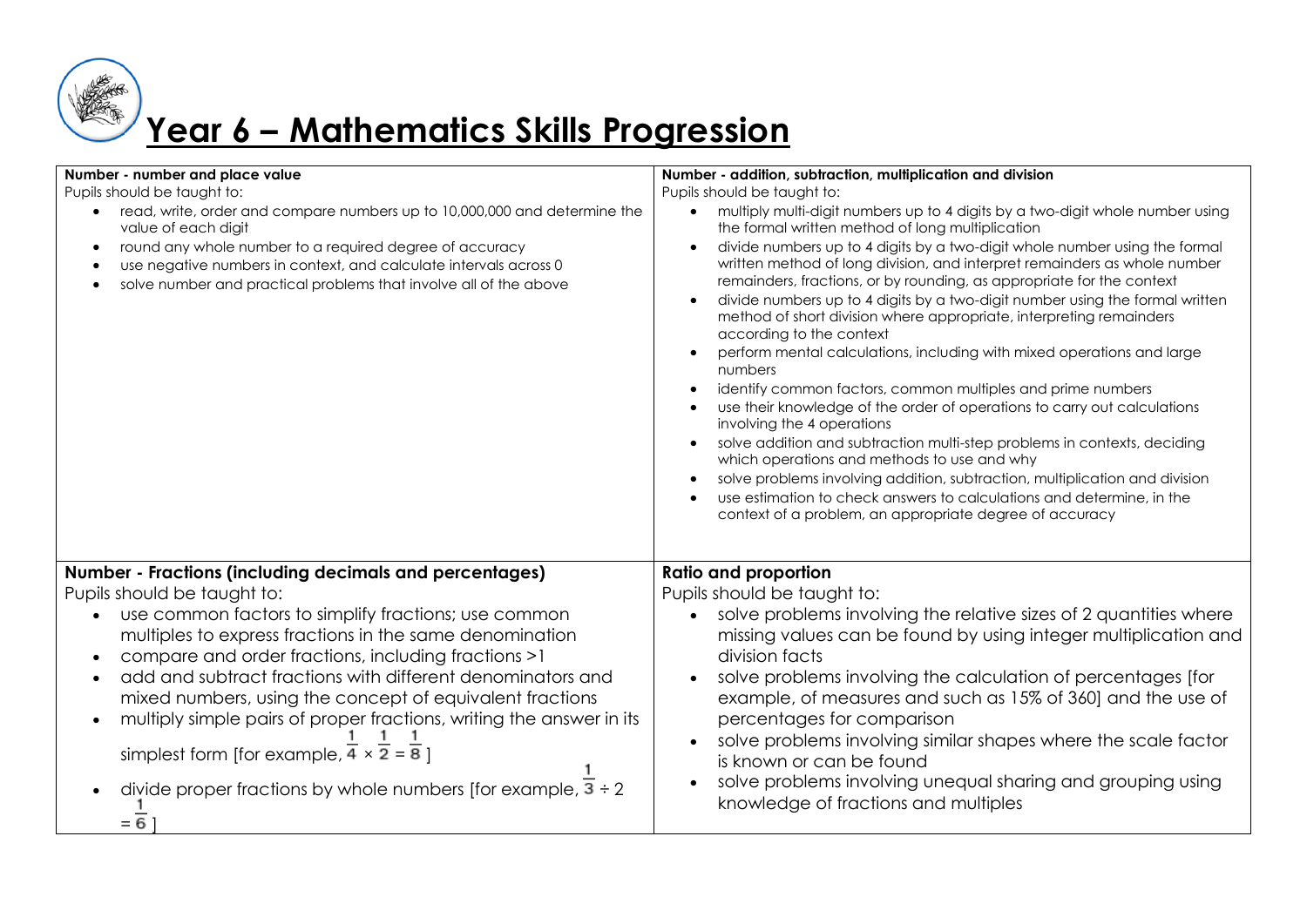# Year 6 – Mathematics Skills Progression

**Number - number and place value**

Pupils should be taught to:

- read, write, order and compare numbers up to 10,000,000 and determine the value of each digit
- round any whole number to a required degree of accuracy
- use negative numbers in context, and calculate intervals across 0
- solve number and practical problems that involve all of the above

**Number - addition, subtraction, multiplication and division**

Pupils should be taught to:

- multiply multi-digit numbers up to 4 digits by a two-digit whole number using the formal written method of long multiplication
- divide numbers up to 4 digits by a two-digit whole number using the formal written method of long division, and interpret remainders as whole number remainders, fractions, or by rounding, as appropriate for the context
- divide numbers up to 4 digits by a two-digit number using the formal written method of short division where appropriate, interpreting remainders according to the context
- perform mental calculations, including with mixed operations and large numbers
- identify common factors, common multiples and prime numbers
- use their knowledge of the order of operations to carry out calculations involving the 4 operations
- solve addition and subtraction multi-step problems in contexts, deciding which operations and methods to use and why
- solve problems involving addition, subtraction, multiplication and division
- use estimation to check answers to calculations and determine, in the context of a problem, an appropriate degree of accuracy

**Number - Fractions (including decimals and percentages)**

Pupils should be taught to:

- use common factors to simplify fractions; use common multiples to express fractions in the same denomination
- compare and order fractions, including fractions >1
- add and subtract fractions with different denominators and mixed numbers, using the concept of equivalent fractions
- multiply simple pairs of proper fractions, writing the answer in its simplest form [for example, $\frac{1}{4} \times \frac{1}{2} = \frac{1}{8}$ ]
- divide proper fractions by whole numbers [for example, $\frac{1}{3} \div 2 = \frac{1}{6}$ ]

**Ratio and proportion**

Pupils should be taught to:

- solve problems involving the relative sizes of 2 quantities where missing values can be found by using integer multiplication and division facts
- solve problems involving the calculation of percentages [for example, of measures and such as 15% of 360] and the use of percentages for comparison
- solve problems involving similar shapes where the scale factor is known or can be found
- solve problems involving unequal sharing and grouping using knowledge of fractions and multiples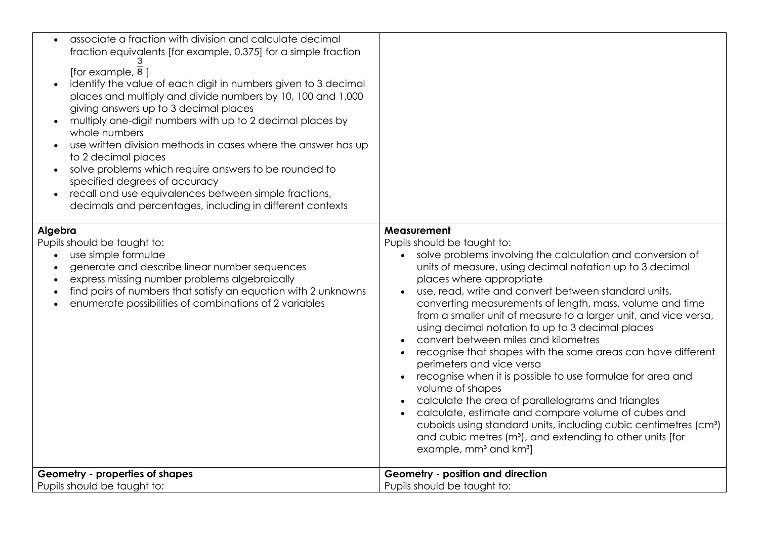| | |
|---|---|
| • associate a fraction with division and calculate decimal fraction equivalents [for example, 0.375] for a simple fraction [for example, $\frac{3}{8}$ ]<br>• identify the value of each digit in numbers given to 3 decimal places and multiply and divide numbers by 10, 100 and 1,000 giving answers up to 3 decimal places<br>• multiply one-digit numbers with up to 2 decimal places by whole numbers<br>• use written division methods in cases where the answer has up to 2 decimal places<br>• solve problems which require answers to be rounded to specified degrees of accuracy<br>• recall and use equivalences between simple fractions, decimals and percentages, including in different contexts | |
| **Algebra**<br>Pupils should be taught to:<br>• use simple formulae<br>• generate and describe linear number sequences<br>• express missing number problems algebraically<br>• find pairs of numbers that satisfy an equation with 2 unknowns<br>• enumerate possibilities of combinations of 2 variables | **Measurement**<br>Pupils should be taught to:<br>• solve problems involving the calculation and conversion of units of measure, using decimal notation up to 3 decimal places where appropriate<br>• use, read, write and convert between standard units, converting measurements of length, mass, volume and time from a smaller unit of measure to a larger unit, and vice versa, using decimal notation to up to 3 decimal places<br>• convert between miles and kilometres<br>• recognise that shapes with the same areas can have different perimeters and vice versa<br>• recognise when it is possible to use formulae for area and volume of shapes<br>• calculate the area of parallelograms and triangles<br>• calculate, estimate and compare volume of cubes and cuboids using standard units, including cubic centimetres ($cm^3$) and cubic metres ($m^3$), and extending to other units [for example, $mm^3$ and $km^3$] |
| **Geometry - properties of shapes**<br>Pupils should be taught to: | **Geometry - position and direction**<br>Pupils should be taught to: |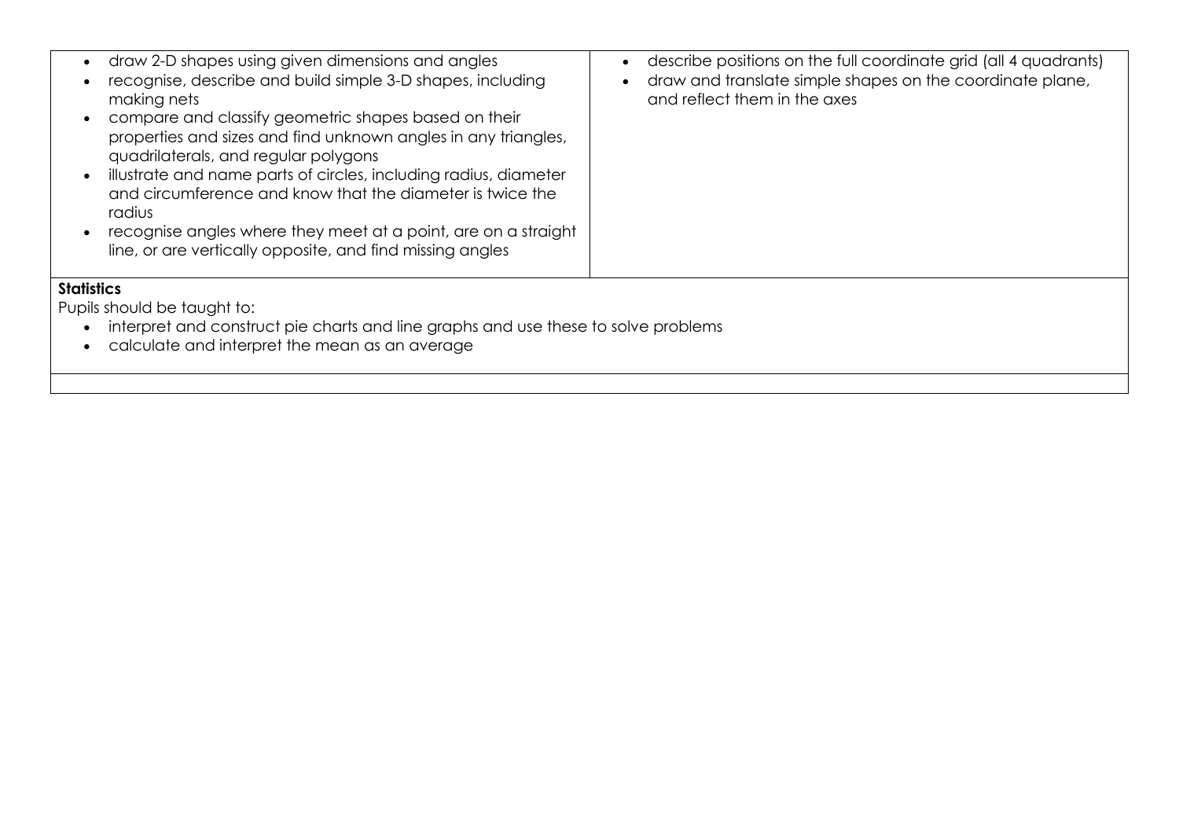| | |
|---|---|
| <ul><li>draw 2-D shapes using given dimensions and angles</li><li>recognise, describe and build simple 3-D shapes, including making nets</li><li>compare and classify geometric shapes based on their properties and sizes and find unknown angles in any triangles, quadrilaterals, and regular polygons</li><li>illustrate and name parts of circles, including radius, diameter and circumference and know that the diameter is twice the radius</li><li>recognise angles where they meet at a point, are on a straight line, or are vertically opposite, and find missing angles</li></ul> | <ul><li>describe positions on the full coordinate grid (all 4 quadrants)</li><li>draw and translate simple shapes on the coordinate plane, and reflect them in the axes</li></ul> |

**Statistics**

Pupils should be taught to:

- interpret and construct pie charts and line graphs and use these to solve problems
- calculate and interpret the mean as an average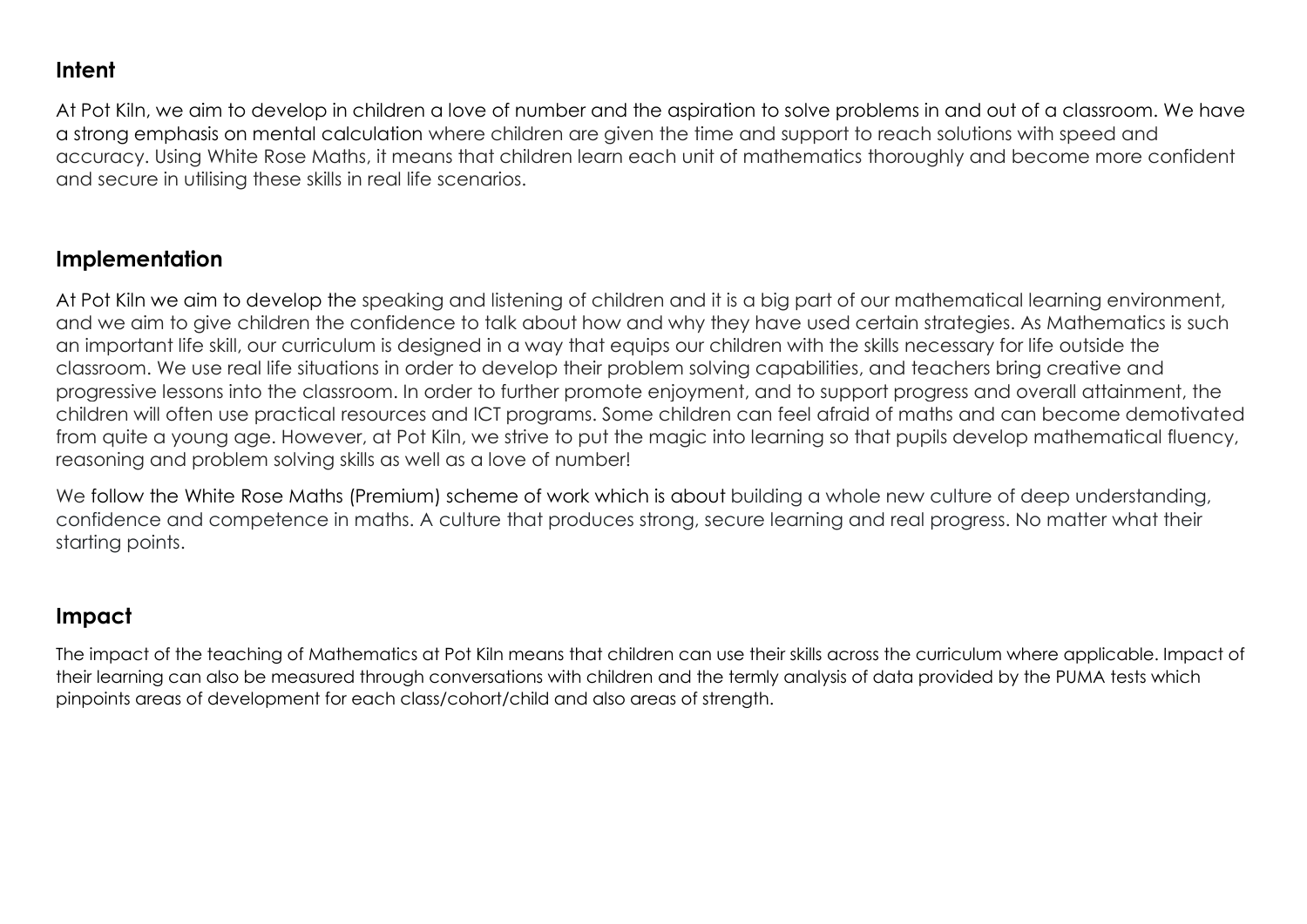## Intent

At Pot Kiln, we aim to develop in children a love of number and the aspiration to solve problems in and out of a classroom. We have a strong emphasis on mental calculation where children are given the time and support to reach solutions with speed and accuracy. Using White Rose Maths, it means that children learn each unit of mathematics thoroughly and become more confident and secure in utilising these skills in real life scenarios.

## Implementation

At Pot Kiln we aim to develop the speaking and listening of children and it is a big part of our mathematical learning environment, and we aim to give children the confidence to talk about how and why they have used certain strategies. As Mathematics is such an important life skill, our curriculum is designed in a way that equips our children with the skills necessary for life outside the classroom. We use real life situations in order to develop their problem solving capabilities, and teachers bring creative and progressive lessons into the classroom. In order to further promote enjoyment, and to support progress and overall attainment, the children will often use practical resources and ICT programs. Some children can feel afraid of maths and can become demotivated from quite a young age. However, at Pot Kiln, we strive to put the magic into learning so that pupils develop mathematical fluency, reasoning and problem solving skills as well as a love of number!

We follow the White Rose Maths (Premium) scheme of work which is about building a whole new culture of deep understanding, confidence and competence in maths. A culture that produces strong, secure learning and real progress. No matter what their starting points.

## Impact

The impact of the teaching of Mathematics at Pot Kiln means that children can use their skills across the curriculum where applicable. Impact of their learning can also be measured through conversations with children and the termly analysis of data provided by the PUMA tests which pinpoints areas of development for each class/cohort/child and also areas of strength.